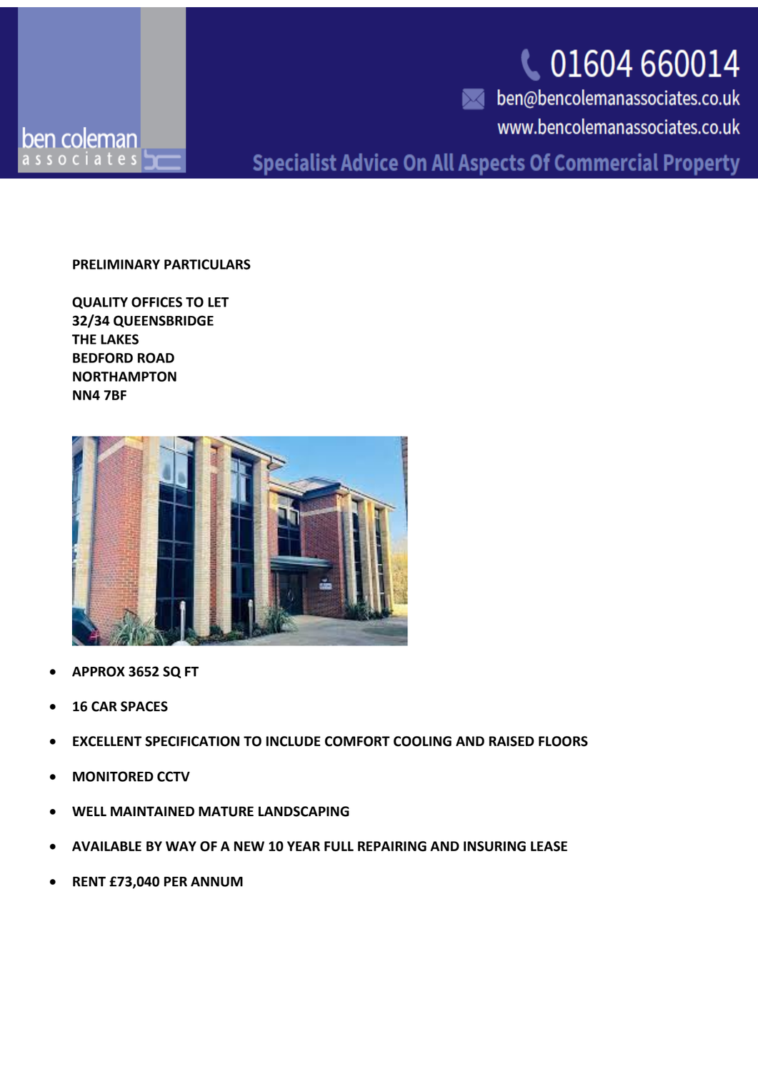ben coleman associates

01604 660014

ben@bencolemanassociates.co.uk

www.bencolemanassociates.co.uk

Specialist Advice On All Aspects Of Commercial Property

**PRELIMINARY PARTICULARS**

**QUALITY OFFICES TO LET**
**32/34 QUEENSBRIDGE**
**THE LAKES**
**BEDFORD ROAD**
**NORTHAMPTON**
**NN4 7BF**

- **APPROX 3652 SQ FT**
- **16 CAR SPACES**
- **EXCELLENT SPECIFICATION TO INCLUDE COMFORT COOLING AND RAISED FLOORS**
- **MONITORED CCTV**
- **WELL MAINTAINED MATURE LANDSCAPING**
- **AVAILABLE BY WAY OF A NEW 10 YEAR FULL REPAIRING AND INSURING LEASE**
- **RENT £73,040 PER ANNUM**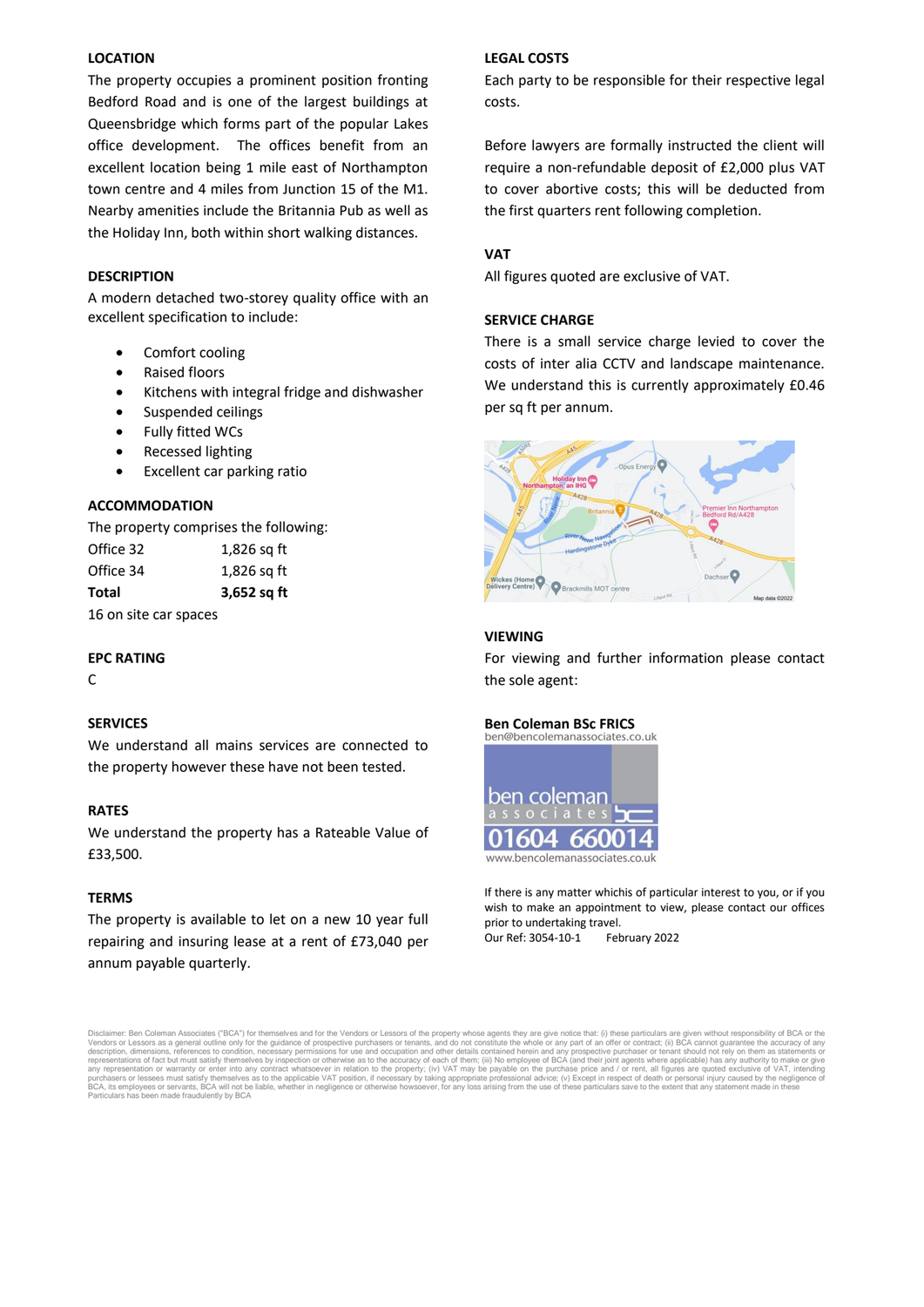## LOCATION

The property occupies a prominent position fronting Bedford Road and is one of the largest buildings at Queensbridge which forms part of the popular Lakes office development. The offices benefit from an excellent location being 1 mile east of Northampton town centre and 4 miles from Junction 15 of the M1. Nearby amenities include the Britannia Pub as well as the Holiday Inn, both within short walking distances.

## DESCRIPTION

A modern detached two-storey quality office with an excellent specification to include:

- Comfort cooling
- Raised floors
- Kitchens with integral fridge and dishwasher
- Suspended ceilings
- Fully fitted WCs
- Recessed lighting
- Excellent car parking ratio

## ACCOMMODATION

The property comprises the following:

| | |
|---|---|
| Office 32 | 1,826 sq ft |
| Office 34 | 1,826 sq ft |
| **Total** | **3,652 sq ft** |

16 on site car spaces

## EPC RATING

C

## SERVICES

We understand all mains services are connected to the property however these have not been tested.

## RATES

We understand the property has a Rateable Value of £33,500.

## TERMS

The property is available to let on a new 10 year full repairing and insuring lease at a rent of £73,040 per annum payable quarterly.

## LEGAL COSTS

Each party to be responsible for their respective legal costs.

Before lawyers are formally instructed the client will require a non-refundable deposit of £2,000 plus VAT to cover abortive costs; this will be deducted from the first quarters rent following completion.

## VAT

All figures quoted are exclusive of VAT.

## SERVICE CHARGE

There is a small service charge levied to cover the costs of inter alia CCTV and landscape maintenance. We understand this is currently approximately £0.46 per sq ft per annum.

## VIEWING

For viewing and further information please contact the sole agent:

**Ben Coleman BSc FRICS**
ben@bencolemanassociates.co.uk

ben coleman associates
01604 660014
www.bencolemanassociates.co.uk

If there is any matter whichis of particular interest to you, or if you wish to make an appointment to view, please contact our offices prior to undertaking travel.
Our Ref: 3054-10-1 February 2022

Disclaimer: Ben Coleman Associates ("BCA") for themselves and for the Vendors or Lessors of the property whose agents they are give notice that: (i) these particulars are given without responsibility of BCA or the Vendors or Lessors as a general outline only for the guidance of prospective purchasers or tenants, and do not constitute the whole or any part of an offer or contract; (ii) BCA cannot guarantee the accuracy of any description, dimensions, references to condition, necessary permissions for use and occupation and other details contained herein and any prospective purchaser or tenant should not rely on them as statements or representations of fact but must satisfy themselves by inspection or otherwise as to the accuracy of each of them; (iii) No employee of BCA (and their joint agents where applicable) has any authority to make or give any representation or warranty or enter into any contract whatsoever in relation to the property; (iv) VAT may be payable on the purchase price and / or rent, all figures are quoted exclusive of VAT, intending purchasers or lessees must satisfy themselves as to the applicable VAT position, if necessary by taking appropriate professional advice; (v) Except in respect of death or personal injury caused by the negligence of BCA, its employees or servants, BCA will not be liable, whether in negligence or otherwise howsoever, for any loss arising from the use of these particulars save to the extent that any statement made in these Particulars has been made fraudulently by BCA